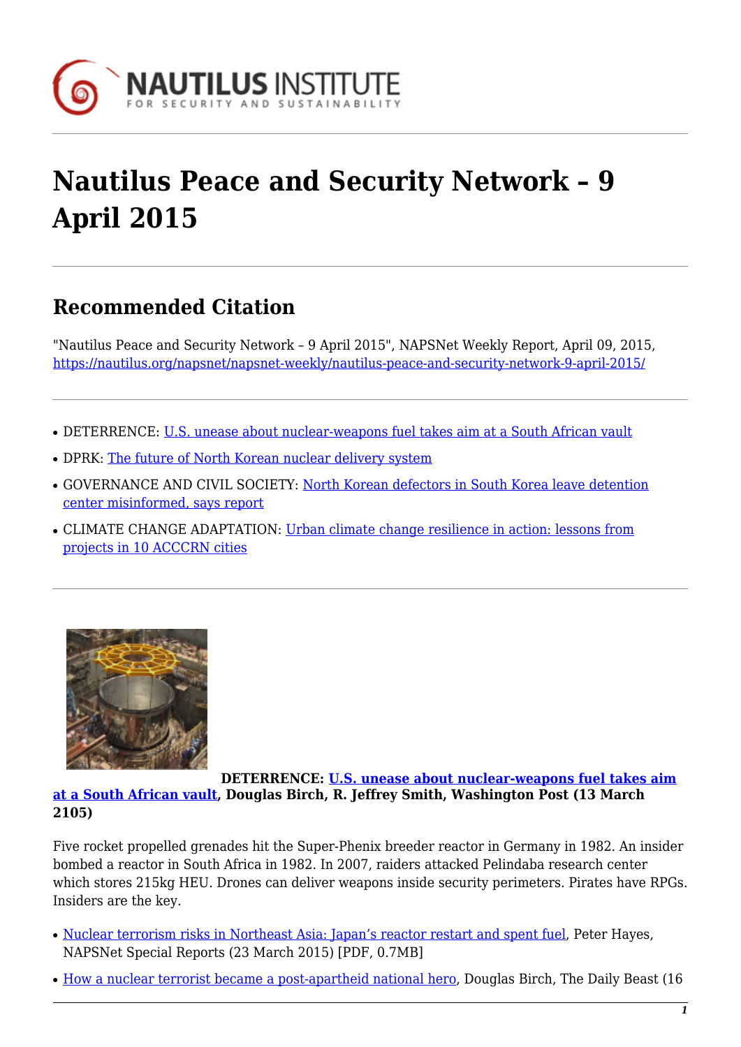# Nautilus Peace and Security Network – 9 April 2015

## Recommended Citation

"Nautilus Peace and Security Network – 9 April 2015", NAPSNet Weekly Report, April 09, 2015, https://nautilus.org/napsnet/napsnet-weekly/nautilus-peace-and-security-network-9-april-2015/

- DETERRENCE: U.S. unease about nuclear-weapons fuel takes aim at a South African vault
- DPRK: The future of North Korean nuclear delivery system
- GOVERNANCE AND CIVIL SOCIETY: North Korean defectors in South Korea leave detention center misinformed, says report
- CLIMATE CHANGE ADAPTATION: Urban climate change resilience in action: lessons from projects in 10 ACCCRN cities

**DETERRENCE: U.S. unease about nuclear-weapons fuel takes aim at a South African vault, Douglas Birch, R. Jeffrey Smith, Washington Post (13 March 2105)**

Five rocket propelled grenades hit the Super-Phenix breeder reactor in Germany in 1982. An insider bombed a reactor in South Africa in 1982. In 2007, raiders attacked Pelindaba research center which stores 215kg HEU. Drones can deliver weapons inside security perimeters. Pirates have RPGs. Insiders are the key.

- Nuclear terrorism risks in Northeast Asia: Japan's reactor restart and spent fuel, Peter Hayes, NAPSNet Special Reports (23 March 2015) [PDF, 0.7MB]
- How a nuclear terrorist became a post-apartheid national hero, Douglas Birch, The Daily Beast (16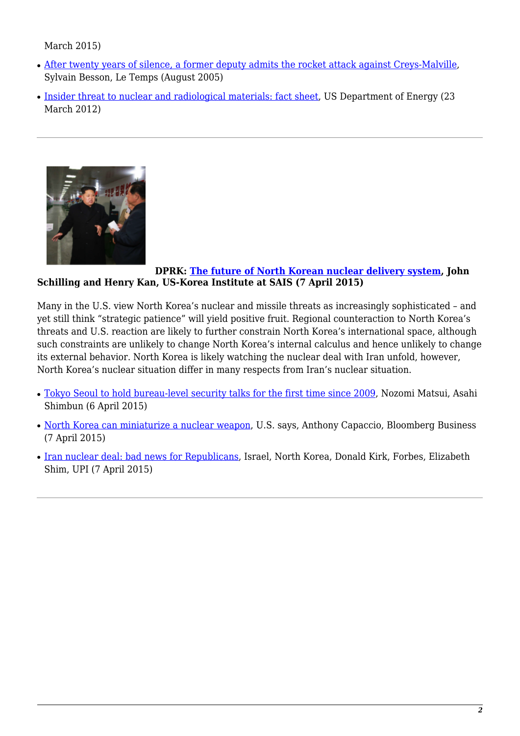March 2015)

- After twenty years of silence, a former deputy admits the rocket attack against Creys-Malville, Sylvain Besson, Le Temps (August 2005)
- Insider threat to nuclear and radiological materials: fact sheet, US Department of Energy (23 March 2012)

---

**DPRK: The future of North Korean nuclear delivery system, John Schilling and Henry Kan, US-Korea Institute at SAIS (7 April 2015)**

Many in the U.S. view North Korea's nuclear and missile threats as increasingly sophisticated – and yet still think "strategic patience" will yield positive fruit. Regional counteraction to North Korea's threats and U.S. reaction are likely to further constrain North Korea's international space, although such constraints are unlikely to change North Korea's internal calculus and hence unlikely to change its external behavior. North Korea is likely watching the nuclear deal with Iran unfold, however, North Korea's nuclear situation differ in many respects from Iran's nuclear situation.

- Tokyo Seoul to hold bureau-level security talks for the first time since 2009, Nozomi Matsui, Asahi Shimbun (6 April 2015)
- North Korea can miniaturize a nuclear weapon, U.S. says, Anthony Capaccio, Bloomberg Business (7 April 2015)
- Iran nuclear deal: bad news for Republicans, Israel, North Korea, Donald Kirk, Forbes, Elizabeth Shim, UPI (7 April 2015)

---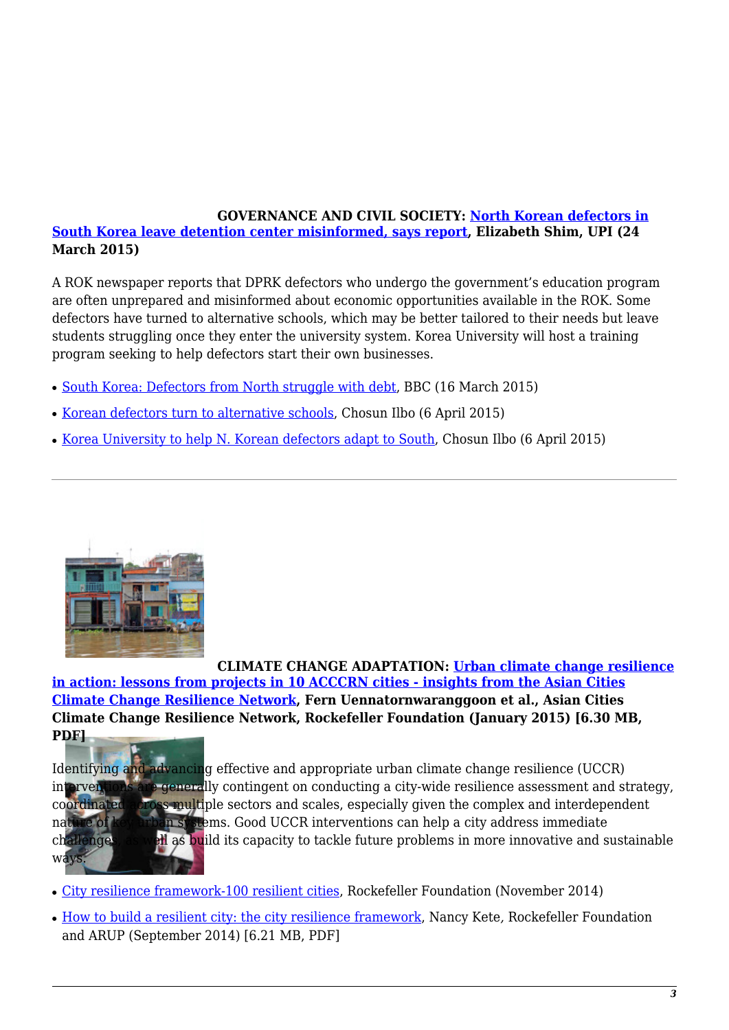**GOVERNANCE AND CIVIL SOCIETY: North Korean defectors in South Korea leave detention center misinformed, says report, Elizabeth Shim, UPI (24 March 2015)**

A ROK newspaper reports that DPRK defectors who undergo the government's education program are often unprepared and misinformed about economic opportunities available in the ROK. Some defectors have turned to alternative schools, which may be better tailored to their needs but leave students struggling once they enter the university system. Korea University will host a training program seeking to help defectors start their own businesses.

- South Korea: Defectors from North struggle with debt, BBC (16 March 2015)
- Korean defectors turn to alternative schools, Chosun Ilbo (6 April 2015)
- Korea University to help N. Korean defectors adapt to South, Chosun Ilbo (6 April 2015)

---

**CLIMATE CHANGE ADAPTATION: Urban climate change resilience in action: lessons from projects in 10 ACCCRN cities - insights from the Asian Cities Climate Change Resilience Network, Fern Uennatornwaranggoon et al., Asian Cities Climate Change Resilience Network, Rockefeller Foundation (January 2015) [6.30 MB, PDF]**

Identifying and advancing effective and appropriate urban climate change resilience (UCCR) interventions are generally contingent on conducting a city-wide resilience assessment and strategy, coordinated across multiple sectors and scales, especially given the complex and interdependent nature of key urban systems. Good UCCR interventions can help a city address immediate challenges, as well as build its capacity to tackle future problems in more innovative and sustainable ways.

- City resilience framework-100 resilient cities, Rockefeller Foundation (November 2014)
- How to build a resilient city: the city resilience framework, Nancy Kete, Rockefeller Foundation and ARUP (September 2014) [6.21 MB, PDF]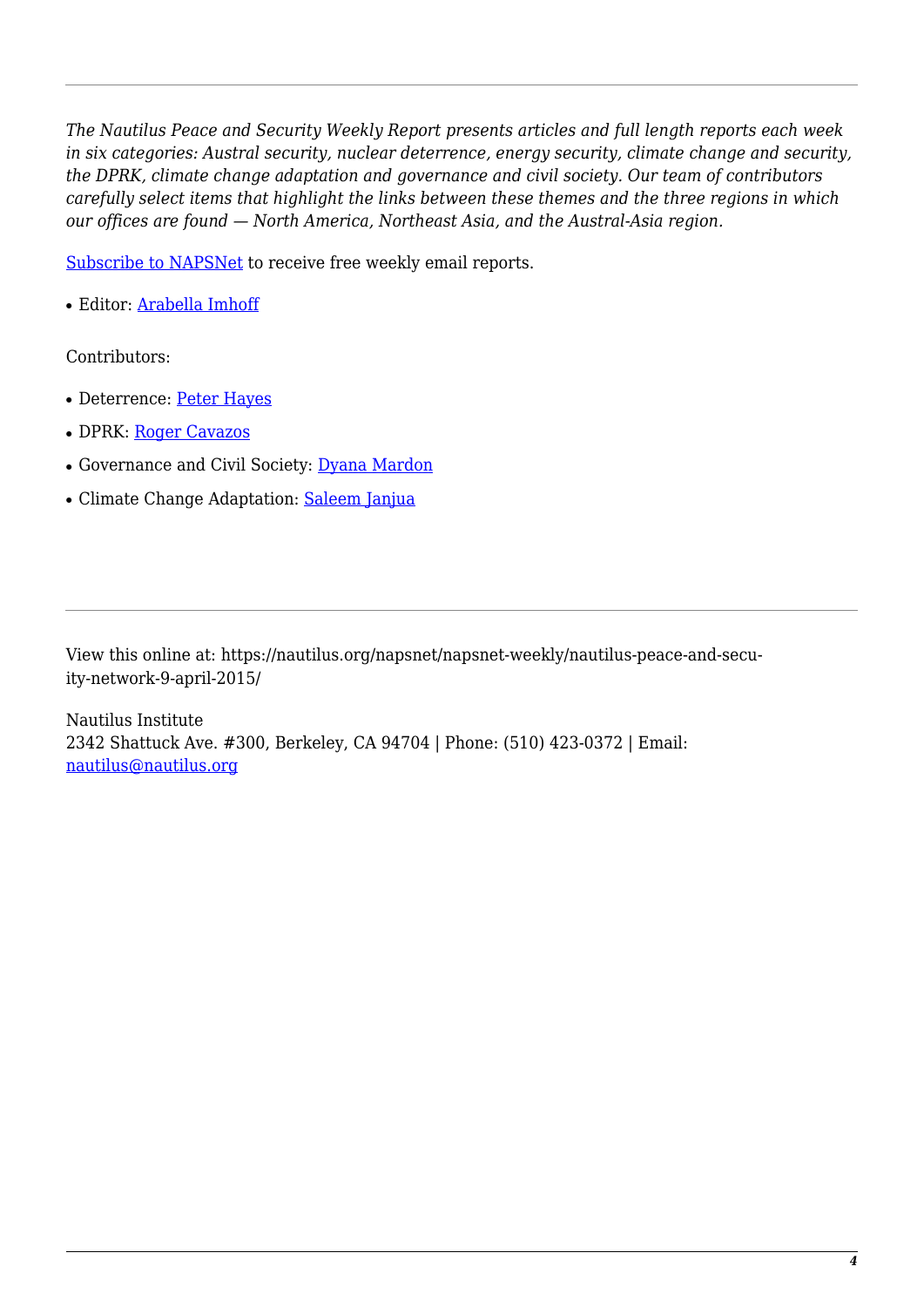*The Nautilus Peace and Security Weekly Report presents articles and full length reports each week in six categories: Austral security, nuclear deterrence, energy security, climate change and security, the DPRK, climate change adaptation and governance and civil society. Our team of contributors carefully select items that highlight the links between these themes and the three regions in which our offices are found — North America, Northeast Asia, and the Austral-Asia region.*

Subscribe to NAPSNet to receive free weekly email reports.

- Editor: Arabella Imhoff

Contributors:

- Deterrence: Peter Hayes
- DPRK: Roger Cavazos
- Governance and Civil Society: Dyana Mardon
- Climate Change Adaptation: Saleem Janjua

---

View this online at: https://nautilus.org/napsnet/napsnet-weekly/nautilus-peace-and-security-network-9-april-2015/

Nautilus Institute
2342 Shattuck Ave. #300, Berkeley, CA 94704 | Phone: (510) 423-0372 | Email: nautilus@nautilus.org